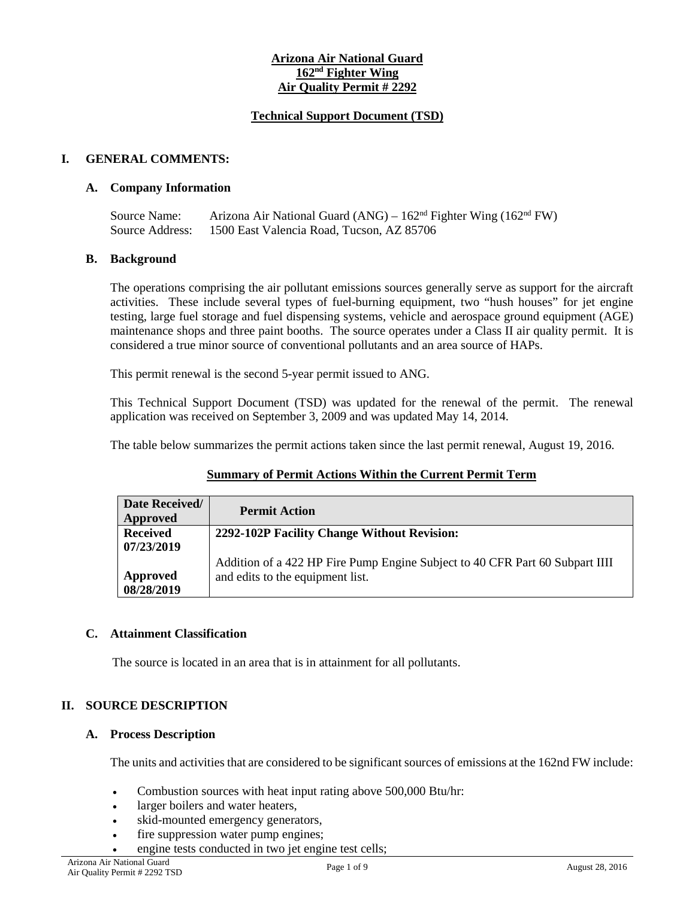**Arizona Air National Guard**
**162nd Fighter Wing**
**Air Quality Permit # 2292**

**Technical Support Document (TSD)**

# I. GENERAL COMMENTS:

## A. Company Information

Source Name: Arizona Air National Guard (ANG) – 162nd Fighter Wing (162nd FW)
Source Address: 1500 East Valencia Road, Tucson, AZ 85706

## B. Background

The operations comprising the air pollutant emissions sources generally serve as support for the aircraft activities. These include several types of fuel-burning equipment, two "hush houses" for jet engine testing, large fuel storage and fuel dispensing systems, vehicle and aerospace ground equipment (AGE) maintenance shops and three paint booths. The source operates under a Class II air quality permit. It is considered a true minor source of conventional pollutants and an area source of HAPs.

This permit renewal is the second 5-year permit issued to ANG.

This Technical Support Document (TSD) was updated for the renewal of the permit. The renewal application was received on September 3, 2009 and was updated May 14, 2014.

The table below summarizes the permit actions taken since the last permit renewal, August 19, 2016.

**Summary of Permit Actions Within the Current Permit Term**

| Date Received/ Approved | Permit Action |
|---|---|
| **Received 07/23/2019**<br><br>**Approved 08/28/2019** | **2292-102P Facility Change Without Revision:**<br><br>Addition of a 422 HP Fire Pump Engine Subject to 40 CFR Part 60 Subpart IIII and edits to the equipment list. |

## C. Attainment Classification

The source is located in an area that is in attainment for all pollutants.

# II. SOURCE DESCRIPTION

## A. Process Description

The units and activities that are considered to be significant sources of emissions at the 162nd FW include:

- Combustion sources with heat input rating above 500,000 Btu/hr:
- larger boilers and water heaters,
- skid-mounted emergency generators,
- fire suppression water pump engines;
- engine tests conducted in two jet engine test cells;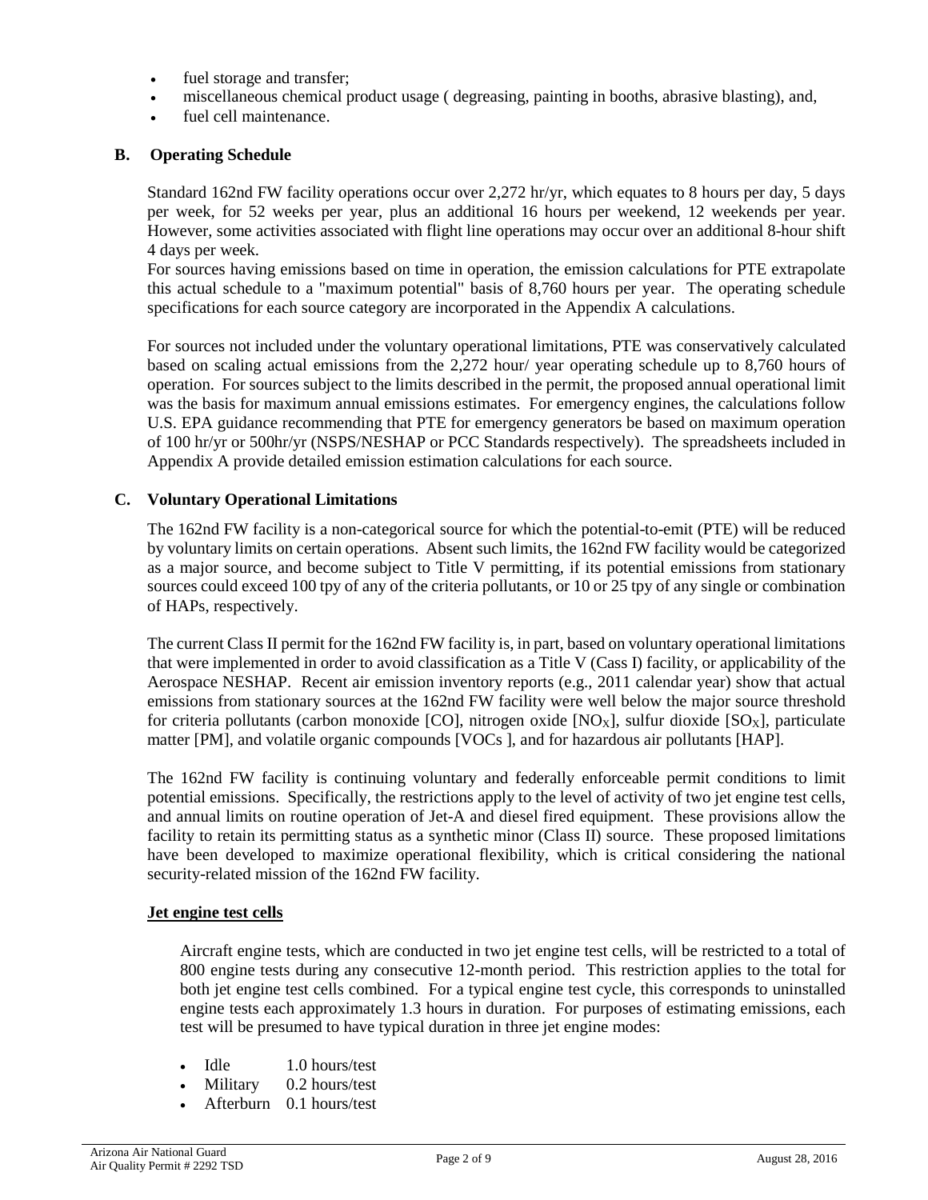- fuel storage and transfer;
- miscellaneous chemical product usage ( degreasing, painting in booths, abrasive blasting), and,
- fuel cell maintenance.

### B. Operating Schedule

Standard 162nd FW facility operations occur over 2,272 hr/yr, which equates to 8 hours per day, 5 days per week, for 52 weeks per year, plus an additional 16 hours per weekend, 12 weekends per year. However, some activities associated with flight line operations may occur over an additional 8-hour shift 4 days per week.

For sources having emissions based on time in operation, the emission calculations for PTE extrapolate this actual schedule to a "maximum potential" basis of 8,760 hours per year. The operating schedule specifications for each source category are incorporated in the Appendix A calculations.

For sources not included under the voluntary operational limitations, PTE was conservatively calculated based on scaling actual emissions from the 2,272 hour/ year operating schedule up to 8,760 hours of operation. For sources subject to the limits described in the permit, the proposed annual operational limit was the basis for maximum annual emissions estimates. For emergency engines, the calculations follow U.S. EPA guidance recommending that PTE for emergency generators be based on maximum operation of 100 hr/yr or 500hr/yr (NSPS/NESHAP or PCC Standards respectively). The spreadsheets included in Appendix A provide detailed emission estimation calculations for each source.

### C. Voluntary Operational Limitations

The 162nd FW facility is a non-categorical source for which the potential-to-emit (PTE) will be reduced by voluntary limits on certain operations. Absent such limits, the 162nd FW facility would be categorized as a major source, and become subject to Title V permitting, if its potential emissions from stationary sources could exceed 100 tpy of any of the criteria pollutants, or 10 or 25 tpy of any single or combination of HAPs, respectively.

The current Class II permit for the 162nd FW facility is, in part, based on voluntary operational limitations that were implemented in order to avoid classification as a Title V (Cass I) facility, or applicability of the Aerospace NESHAP. Recent air emission inventory reports (e.g., 2011 calendar year) show that actual emissions from stationary sources at the 162nd FW facility were well below the major source threshold for criteria pollutants (carbon monoxide [CO], nitrogen oxide [$NO_X$], sulfur dioxide [$SO_X$], particulate matter [PM], and volatile organic compounds [VOCs ], and for hazardous air pollutants [HAP].

The 162nd FW facility is continuing voluntary and federally enforceable permit conditions to limit potential emissions. Specifically, the restrictions apply to the level of activity of two jet engine test cells, and annual limits on routine operation of Jet-A and diesel fired equipment. These provisions allow the facility to retain its permitting status as a synthetic minor (Class II) source. These proposed limitations have been developed to maximize operational flexibility, which is critical considering the national security-related mission of the 162nd FW facility.

**Jet engine test cells**

Aircraft engine tests, which are conducted in two jet engine test cells, will be restricted to a total of 800 engine tests during any consecutive 12-month period. This restriction applies to the total for both jet engine test cells combined. For a typical engine test cycle, this corresponds to uninstalled engine tests each approximately 1.3 hours in duration. For purposes of estimating emissions, each test will be presumed to have typical duration in three jet engine modes:

- Idle 1.0 hours/test
- Military 0.2 hours/test
- Afterburn 0.1 hours/test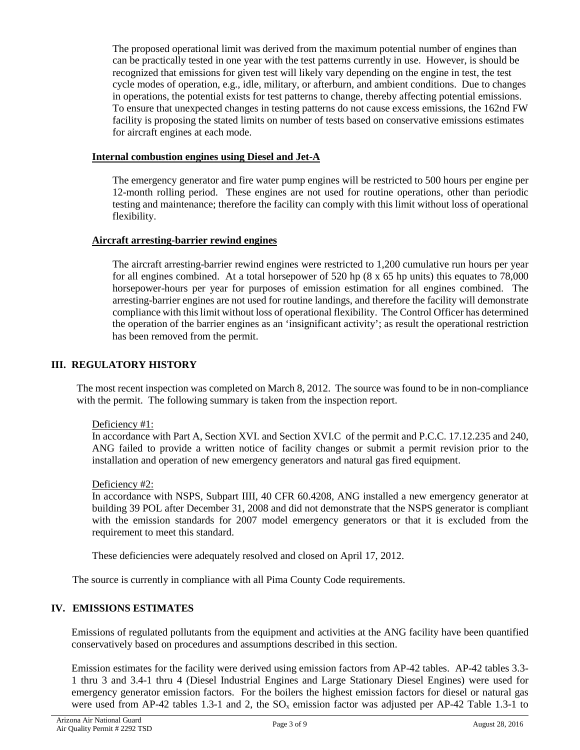The proposed operational limit was derived from the maximum potential number of engines than can be practically tested in one year with the test patterns currently in use. However, is should be recognized that emissions for given test will likely vary depending on the engine in test, the test cycle modes of operation, e.g., idle, military, or afterburn, and ambient conditions. Due to changes in operations, the potential exists for test patterns to change, thereby affecting potential emissions. To ensure that unexpected changes in testing patterns do not cause excess emissions, the 162nd FW facility is proposing the stated limits on number of tests based on conservative emissions estimates for aircraft engines at each mode.

**Internal combustion engines using Diesel and Jet-A**

The emergency generator and fire water pump engines will be restricted to 500 hours per engine per 12-month rolling period. These engines are not used for routine operations, other than periodic testing and maintenance; therefore the facility can comply with this limit without loss of operational flexibility.

**Aircraft arresting-barrier rewind engines**

The aircraft arresting-barrier rewind engines were restricted to 1,200 cumulative run hours per year for all engines combined. At a total horsepower of 520 hp (8 x 65 hp units) this equates to 78,000 horsepower-hours per year for purposes of emission estimation for all engines combined. The arresting-barrier engines are not used for routine landings, and therefore the facility will demonstrate compliance with this limit without loss of operational flexibility. The Control Officer has determined the operation of the barrier engines as an 'insignificant activity'; as result the operational restriction has been removed from the permit.

## III. REGULATORY HISTORY

The most recent inspection was completed on March 8, 2012. The source was found to be in non-compliance with the permit. The following summary is taken from the inspection report.

Deficiency #1:
In accordance with Part A, Section XVI. and Section XVI.C of the permit and P.C.C. 17.12.235 and 240, ANG failed to provide a written notice of facility changes or submit a permit revision prior to the installation and operation of new emergency generators and natural gas fired equipment.

Deficiency #2:
In accordance with NSPS, Subpart IIII, 40 CFR 60.4208, ANG installed a new emergency generator at building 39 POL after December 31, 2008 and did not demonstrate that the NSPS generator is compliant with the emission standards for 2007 model emergency generators or that it is excluded from the requirement to meet this standard.

These deficiencies were adequately resolved and closed on April 17, 2012.

The source is currently in compliance with all Pima County Code requirements.

## IV. EMISSIONS ESTIMATES

Emissions of regulated pollutants from the equipment and activities at the ANG facility have been quantified conservatively based on procedures and assumptions described in this section.

Emission estimates for the facility were derived using emission factors from AP-42 tables. AP-42 tables 3.3-1 thru 3 and 3.4-1 thru 4 (Diesel Industrial Engines and Large Stationary Diesel Engines) were used for emergency generator emission factors. For the boilers the highest emission factors for diesel or natural gas were used from AP-42 tables 1.3-1 and 2, the $SO_x$ emission factor was adjusted per AP-42 Table 1.3-1 to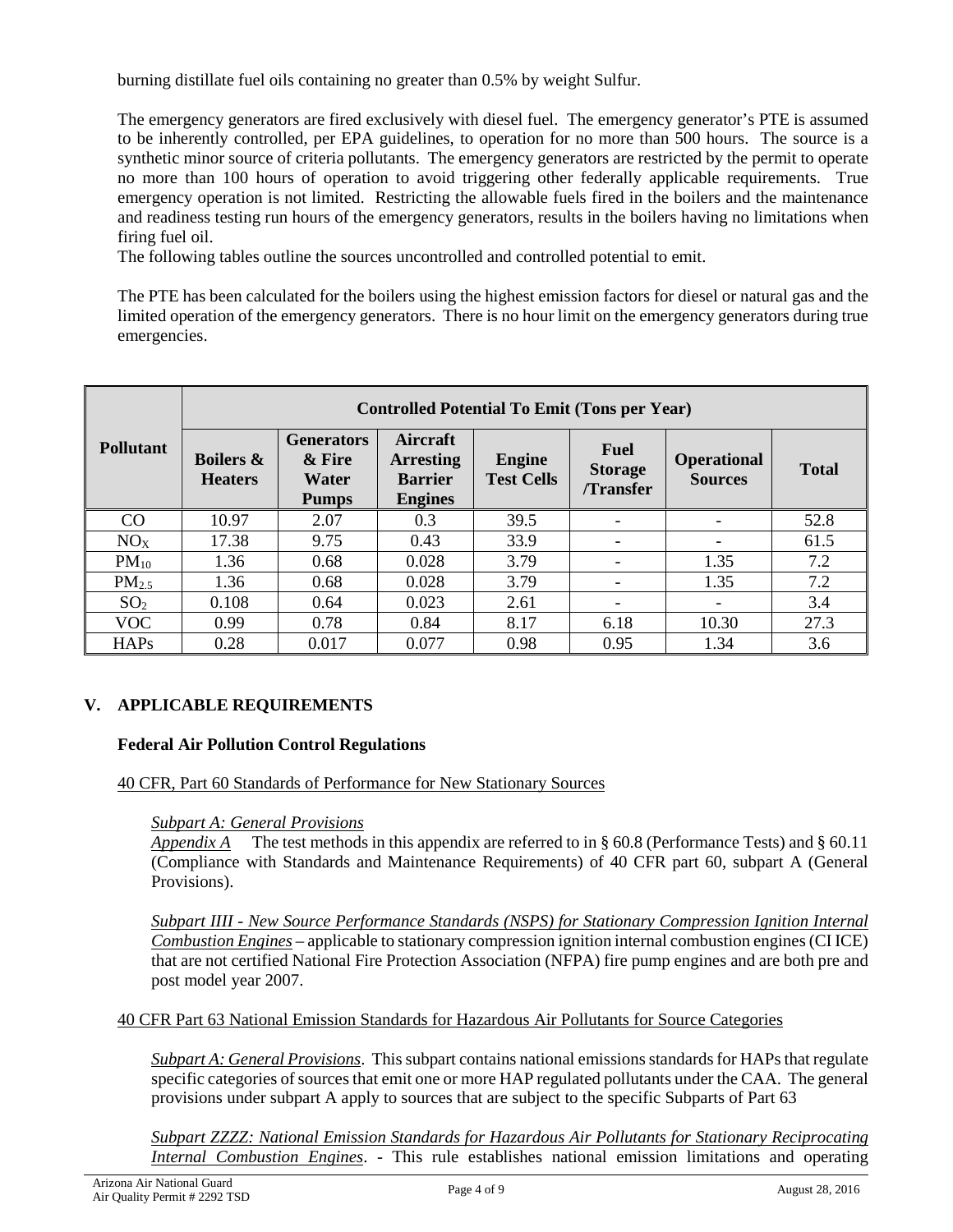burning distillate fuel oils containing no greater than 0.5% by weight Sulfur.

The emergency generators are fired exclusively with diesel fuel. The emergency generator's PTE is assumed to be inherently controlled, per EPA guidelines, to operation for no more than 500 hours. The source is a synthetic minor source of criteria pollutants. The emergency generators are restricted by the permit to operate no more than 100 hours of operation to avoid triggering other federally applicable requirements. True emergency operation is not limited. Restricting the allowable fuels fired in the boilers and the maintenance and readiness testing run hours of the emergency generators, results in the boilers having no limitations when firing fuel oil.

The following tables outline the sources uncontrolled and controlled potential to emit.

The PTE has been calculated for the boilers using the highest emission factors for diesel or natural gas and the limited operation of the emergency generators. There is no hour limit on the emergency generators during true emergencies.

| Pollutant | Controlled Potential To Emit (Tons per Year) | | | | | | |
|---|---|---|---|---|---|---|---|
| | Boilers & Heaters | Generators & Fire Water Pumps | Aircraft Arresting Barrier Engines | Engine Test Cells | Fuel Storage /Transfer | Operational Sources | Total |
| CO | 10.97 | 2.07 | 0.3 | 39.5 | - | - | 52.8 |
| $NO_X$ | 17.38 | 9.75 | 0.43 | 33.9 | - | - | 61.5 |
| $PM_{10}$ | 1.36 | 0.68 | 0.028 | 3.79 | - | 1.35 | 7.2 |
| $PM_{2.5}$ | 1.36 | 0.68 | 0.028 | 3.79 | - | 1.35 | 7.2 |
| $SO_2$ | 0.108 | 0.64 | 0.023 | 2.61 | - | - | 3.4 |
| VOC | 0.99 | 0.78 | 0.84 | 8.17 | 6.18 | 10.30 | 27.3 |
| HAPs | 0.28 | 0.017 | 0.077 | 0.98 | 0.95 | 1.34 | 3.6 |

## V. APPLICABLE REQUIREMENTS

**Federal Air Pollution Control Regulations**

40 CFR, Part 60 Standards of Performance for New Stationary Sources

*Subpart A: General Provisions*

*Appendix A* The test methods in this appendix are referred to in § 60.8 (Performance Tests) and § 60.11 (Compliance with Standards and Maintenance Requirements) of 40 CFR part 60, subpart A (General Provisions).

*Subpart IIII - New Source Performance Standards (NSPS) for Stationary Compression Ignition Internal Combustion Engines* – applicable to stationary compression ignition internal combustion engines (CI ICE) that are not certified National Fire Protection Association (NFPA) fire pump engines and are both pre and post model year 2007.

40 CFR Part 63 National Emission Standards for Hazardous Air Pollutants for Source Categories

*Subpart A: General Provisions*. This subpart contains national emissions standards for HAPs that regulate specific categories of sources that emit one or more HAP regulated pollutants under the CAA. The general provisions under subpart A apply to sources that are subject to the specific Subparts of Part 63

*Subpart ZZZZ: National Emission Standards for Hazardous Air Pollutants for Stationary Reciprocating Internal Combustion Engines*. - This rule establishes national emission limitations and operating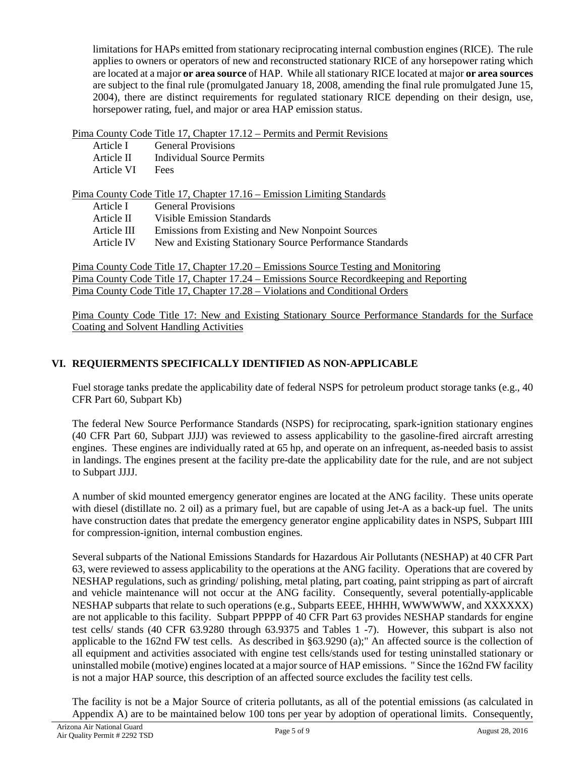limitations for HAPs emitted from stationary reciprocating internal combustion engines (RICE). The rule applies to owners or operators of new and reconstructed stationary RICE of any horsepower rating which are located at a major **or area source** of HAP. While all stationary RICE located at major **or area sources** are subject to the final rule (promulgated January 18, 2008, amending the final rule promulgated June 15, 2004), there are distinct requirements for regulated stationary RICE depending on their design, use, horsepower rating, fuel, and major or area HAP emission status.

Pima County Code Title 17, Chapter 17.12 – Permits and Permit Revisions

- Article I General Provisions
- Article II Individual Source Permits
- Article VI Fees

Pima County Code Title 17, Chapter 17.16 – Emission Limiting Standards

- Article I General Provisions
- Article II Visible Emission Standards
- Article III Emissions from Existing and New Nonpoint Sources
- Article IV New and Existing Stationary Source Performance Standards

Pima County Code Title 17, Chapter 17.20 – Emissions Source Testing and Monitoring
Pima County Code Title 17, Chapter 17.24 – Emissions Source Recordkeeping and Reporting
Pima County Code Title 17, Chapter 17.28 – Violations and Conditional Orders

Pima County Code Title 17: New and Existing Stationary Source Performance Standards for the Surface Coating and Solvent Handling Activities

## VI. REQUIERMENTS SPECIFICALLY IDENTIFIED AS NON-APPLICABLE

Fuel storage tanks predate the applicability date of federal NSPS for petroleum product storage tanks (e.g., 40 CFR Part 60, Subpart Kb)

The federal New Source Performance Standards (NSPS) for reciprocating, spark-ignition stationary engines (40 CFR Part 60, Subpart JJJJ) was reviewed to assess applicability to the gasoline-fired aircraft arresting engines. These engines are individually rated at 65 hp, and operate on an infrequent, as-needed basis to assist in landings. The engines present at the facility pre-date the applicability date for the rule, and are not subject to Subpart JJJJ.

A number of skid mounted emergency generator engines are located at the ANG facility. These units operate with diesel (distillate no. 2 oil) as a primary fuel, but are capable of using Jet-A as a back-up fuel. The units have construction dates that predate the emergency generator engine applicability dates in NSPS, Subpart IIII for compression-ignition, internal combustion engines.

Several subparts of the National Emissions Standards for Hazardous Air Pollutants (NESHAP) at 40 CFR Part 63, were reviewed to assess applicability to the operations at the ANG facility. Operations that are covered by NESHAP regulations, such as grinding/ polishing, metal plating, part coating, paint stripping as part of aircraft and vehicle maintenance will not occur at the ANG facility. Consequently, several potentially-applicable NESHAP subparts that relate to such operations (e.g., Subparts EEEE, HHHH, WWWWWW, and XXXXXX) are not applicable to this facility. Subpart PPPPP of 40 CFR Part 63 provides NESHAP standards for engine test cells/ stands (40 CFR 63.9280 through 63.9375 and Tables 1 -7). However, this subpart is also not applicable to the 162nd FW test cells. As described in §63.9290 (a);" An affected source is the collection of all equipment and activities associated with engine test cells/stands used for testing uninstalled stationary or uninstalled mobile (motive) engines located at a major source of HAP emissions. " Since the 162nd FW facility is not a major HAP source, this description of an affected source excludes the facility test cells.

The facility is not be a Major Source of criteria pollutants, as all of the potential emissions (as calculated in Appendix A) are to be maintained below 100 tons per year by adoption of operational limits. Consequently,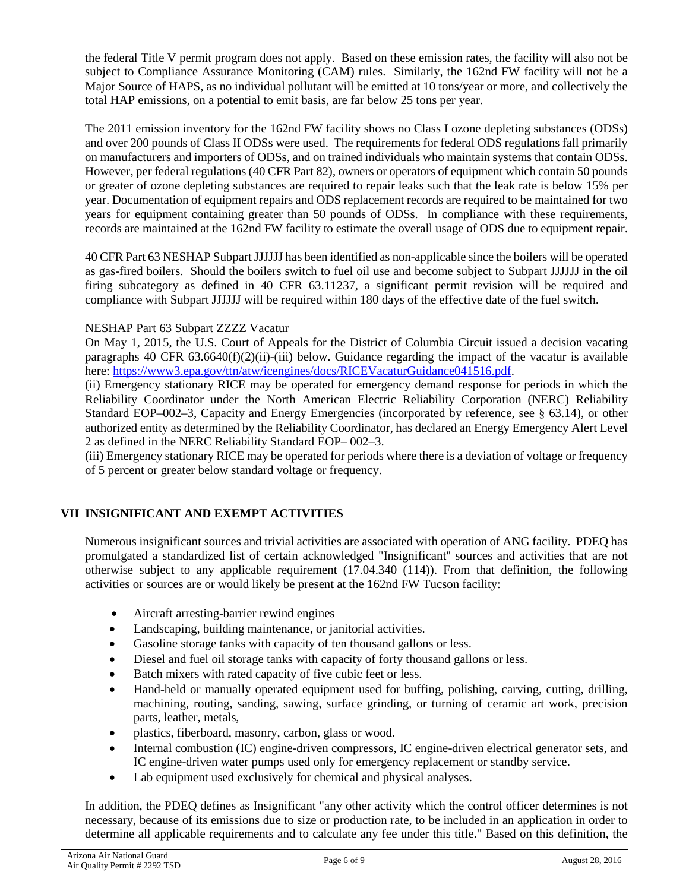the federal Title V permit program does not apply. Based on these emission rates, the facility will also not be subject to Compliance Assurance Monitoring (CAM) rules. Similarly, the 162nd FW facility will not be a Major Source of HAPS, as no individual pollutant will be emitted at 10 tons/year or more, and collectively the total HAP emissions, on a potential to emit basis, are far below 25 tons per year.

The 2011 emission inventory for the 162nd FW facility shows no Class I ozone depleting substances (ODSs) and over 200 pounds of Class II ODSs were used. The requirements for federal ODS regulations fall primarily on manufacturers and importers of ODSs, and on trained individuals who maintain systems that contain ODSs. However, per federal regulations (40 CFR Part 82), owners or operators of equipment which contain 50 pounds or greater of ozone depleting substances are required to repair leaks such that the leak rate is below 15% per year. Documentation of equipment repairs and ODS replacement records are required to be maintained for two years for equipment containing greater than 50 pounds of ODSs. In compliance with these requirements, records are maintained at the 162nd FW facility to estimate the overall usage of ODS due to equipment repair.

40 CFR Part 63 NESHAP Subpart JJJJJJ has been identified as non-applicable since the boilers will be operated as gas-fired boilers. Should the boilers switch to fuel oil use and become subject to Subpart JJJJJJ in the oil firing subcategory as defined in 40 CFR 63.11237, a significant permit revision will be required and compliance with Subpart JJJJJJ will be required within 180 days of the effective date of the fuel switch.

NESHAP Part 63 Subpart ZZZZ Vacatur

On May 1, 2015, the U.S. Court of Appeals for the District of Columbia Circuit issued a decision vacating paragraphs 40 CFR 63.6640(f)(2)(ii)-(iii) below. Guidance regarding the impact of the vacatur is available here: https://www3.epa.gov/ttn/atw/icengines/docs/RICEVacaturGuidance041516.pdf.

(ii) Emergency stationary RICE may be operated for emergency demand response for periods in which the Reliability Coordinator under the North American Electric Reliability Corporation (NERC) Reliability Standard EOP–002–3, Capacity and Energy Emergencies (incorporated by reference, see § 63.14), or other authorized entity as determined by the Reliability Coordinator, has declared an Energy Emergency Alert Level 2 as defined in the NERC Reliability Standard EOP– 002–3.

(iii) Emergency stationary RICE may be operated for periods where there is a deviation of voltage or frequency of 5 percent or greater below standard voltage or frequency.

## VII INSIGNIFICANT AND EXEMPT ACTIVITIES

Numerous insignificant sources and trivial activities are associated with operation of ANG facility. PDEQ has promulgated a standardized list of certain acknowledged "Insignificant" sources and activities that are not otherwise subject to any applicable requirement (17.04.340 (114)). From that definition, the following activities or sources are or would likely be present at the 162nd FW Tucson facility:

- Aircraft arresting-barrier rewind engines
- Landscaping, building maintenance, or janitorial activities.
- Gasoline storage tanks with capacity of ten thousand gallons or less.
- Diesel and fuel oil storage tanks with capacity of forty thousand gallons or less.
- Batch mixers with rated capacity of five cubic feet or less.
- Hand-held or manually operated equipment used for buffing, polishing, carving, cutting, drilling, machining, routing, sanding, sawing, surface grinding, or turning of ceramic art work, precision parts, leather, metals,
- plastics, fiberboard, masonry, carbon, glass or wood.
- Internal combustion (IC) engine-driven compressors, IC engine-driven electrical generator sets, and IC engine-driven water pumps used only for emergency replacement or standby service.
- Lab equipment used exclusively for chemical and physical analyses.

In addition, the PDEQ defines as Insignificant "any other activity which the control officer determines is not necessary, because of its emissions due to size or production rate, to be included in an application in order to determine all applicable requirements and to calculate any fee under this title." Based on this definition, the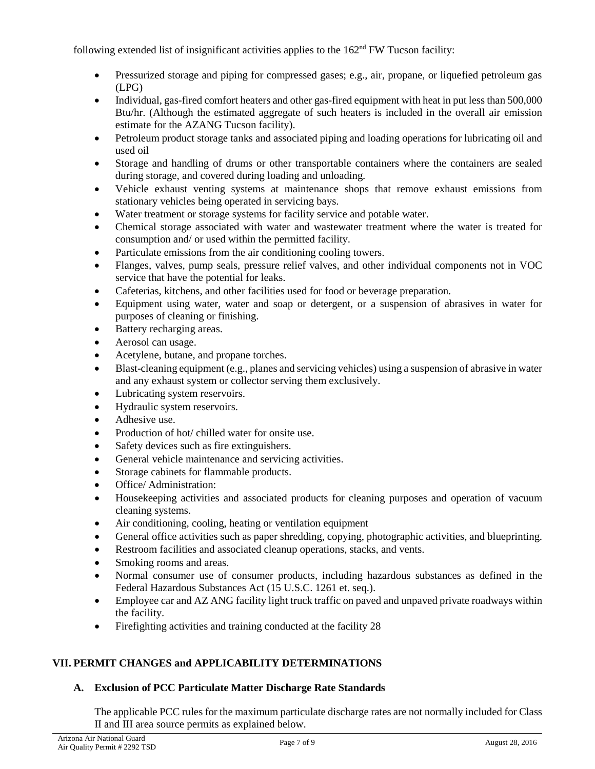following extended list of insignificant activities applies to the 162nd FW Tucson facility:

- Pressurized storage and piping for compressed gases; e.g., air, propane, or liquefied petroleum gas (LPG)
- Individual, gas-fired comfort heaters and other gas-fired equipment with heat in put less than 500,000 Btu/hr. (Although the estimated aggregate of such heaters is included in the overall air emission estimate for the AZANG Tucson facility).
- Petroleum product storage tanks and associated piping and loading operations for lubricating oil and used oil
- Storage and handling of drums or other transportable containers where the containers are sealed during storage, and covered during loading and unloading.
- Vehicle exhaust venting systems at maintenance shops that remove exhaust emissions from stationary vehicles being operated in servicing bays.
- Water treatment or storage systems for facility service and potable water.
- Chemical storage associated with water and wastewater treatment where the water is treated for consumption and/ or used within the permitted facility.
- Particulate emissions from the air conditioning cooling towers.
- Flanges, valves, pump seals, pressure relief valves, and other individual components not in VOC service that have the potential for leaks.
- Cafeterias, kitchens, and other facilities used for food or beverage preparation.
- Equipment using water, water and soap or detergent, or a suspension of abrasives in water for purposes of cleaning or finishing.
- Battery recharging areas.
- Aerosol can usage.
- Acetylene, butane, and propane torches.
- Blast-cleaning equipment (e.g., planes and servicing vehicles) using a suspension of abrasive in water and any exhaust system or collector serving them exclusively.
- Lubricating system reservoirs.
- Hydraulic system reservoirs.
- Adhesive use.
- Production of hot/ chilled water for onsite use.
- Safety devices such as fire extinguishers.
- General vehicle maintenance and servicing activities.
- Storage cabinets for flammable products.
- Office/ Administration:
- Housekeeping activities and associated products for cleaning purposes and operation of vacuum cleaning systems.
- Air conditioning, cooling, heating or ventilation equipment
- General office activities such as paper shredding, copying, photographic activities, and blueprinting.
- Restroom facilities and associated cleanup operations, stacks, and vents.
- Smoking rooms and areas.
- Normal consumer use of consumer products, including hazardous substances as defined in the Federal Hazardous Substances Act (15 U.S.C. 1261 et. seq.).
- Employee car and AZ ANG facility light truck traffic on paved and unpaved private roadways within the facility.
- Firefighting activities and training conducted at the facility 28

## VII. PERMIT CHANGES and APPLICABILITY DETERMINATIONS

### A. Exclusion of PCC Particulate Matter Discharge Rate Standards

The applicable PCC rules for the maximum particulate discharge rates are not normally included for Class II and III area source permits as explained below.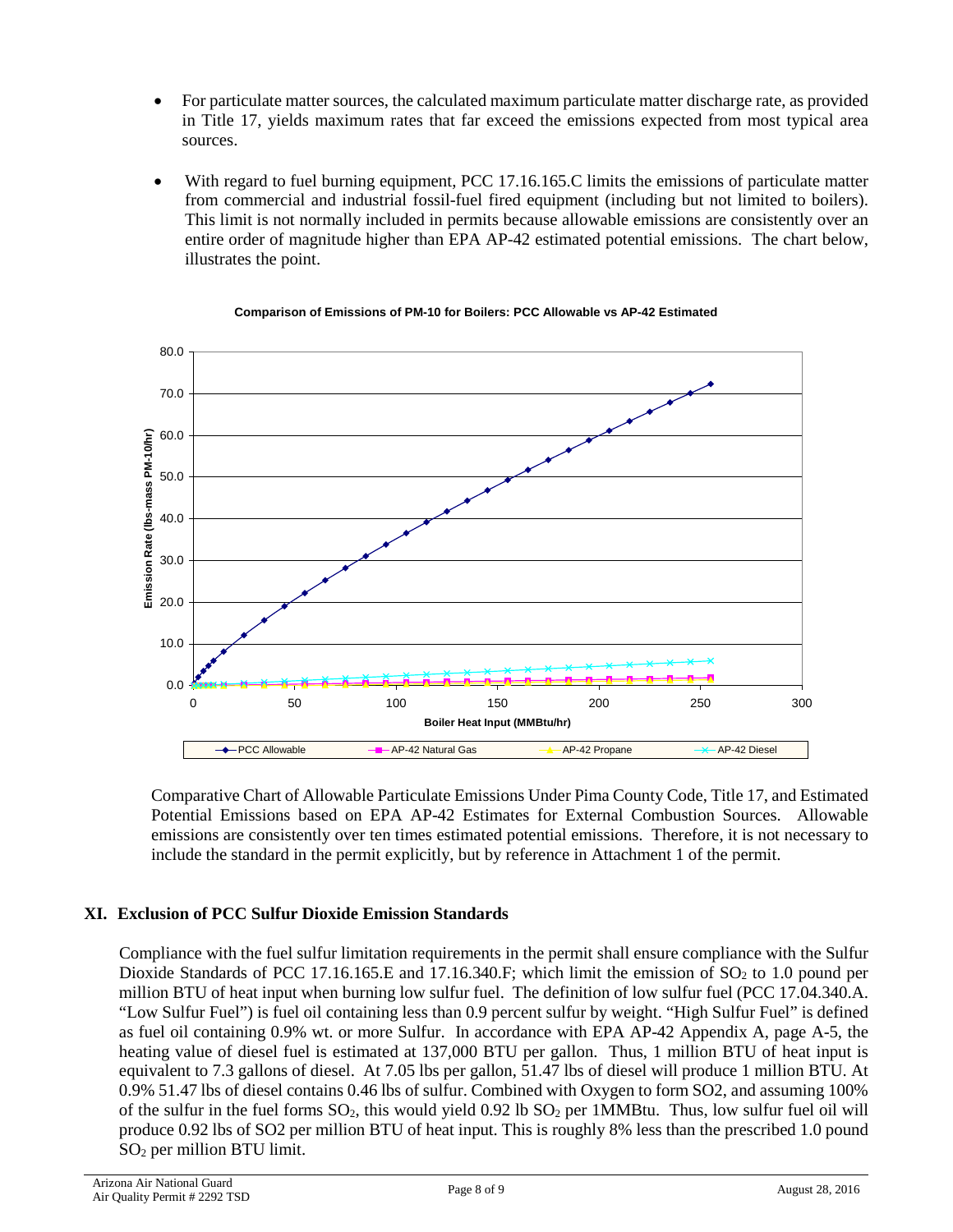- For particulate matter sources, the calculated maximum particulate matter discharge rate, as provided in Title 17, yields maximum rates that far exceed the emissions expected from most typical area sources.

- With regard to fuel burning equipment, PCC 17.16.165.C limits the emissions of particulate matter from commercial and industrial fossil-fuel fired equipment (including but not limited to boilers). This limit is not normally included in permits because allowable emissions are consistently over an entire order of magnitude higher than EPA AP-42 estimated potential emissions. The chart below, illustrates the point.

**Comparison of Emissions of PM-10 for Boilers: PCC Allowable vs AP-42 Estimated**

Comparative Chart of Allowable Particulate Emissions Under Pima County Code, Title 17, and Estimated Potential Emissions based on EPA AP-42 Estimates for External Combustion Sources. Allowable emissions are consistently over ten times estimated potential emissions. Therefore, it is not necessary to include the standard in the permit explicitly, but by reference in Attachment 1 of the permit.

## XI. Exclusion of PCC Sulfur Dioxide Emission Standards

Compliance with the fuel sulfur limitation requirements in the permit shall ensure compliance with the Sulfur Dioxide Standards of PCC 17.16.165.E and 17.16.340.F; which limit the emission of $SO_2$ to 1.0 pound per million BTU of heat input when burning low sulfur fuel. The definition of low sulfur fuel (PCC 17.04.340.A. "Low Sulfur Fuel") is fuel oil containing less than 0.9 percent sulfur by weight. "High Sulfur Fuel" is defined as fuel oil containing 0.9% wt. or more Sulfur. In accordance with EPA AP-42 Appendix A, page A-5, the heating value of diesel fuel is estimated at 137,000 BTU per gallon. Thus, 1 million BTU of heat input is equivalent to 7.3 gallons of diesel. At 7.05 lbs per gallon, 51.47 lbs of diesel will produce 1 million BTU. At 0.9% 51.47 lbs of diesel contains 0.46 lbs of sulfur. Combined with Oxygen to form SO2, and assuming 100% of the sulfur in the fuel forms $SO_2$, this would yield 0.92 lb $SO_2$ per 1MMBtu. Thus, low sulfur fuel oil will produce 0.92 lbs of SO2 per million BTU of heat input. This is roughly 8% less than the prescribed 1.0 pound $SO_2$ per million BTU limit.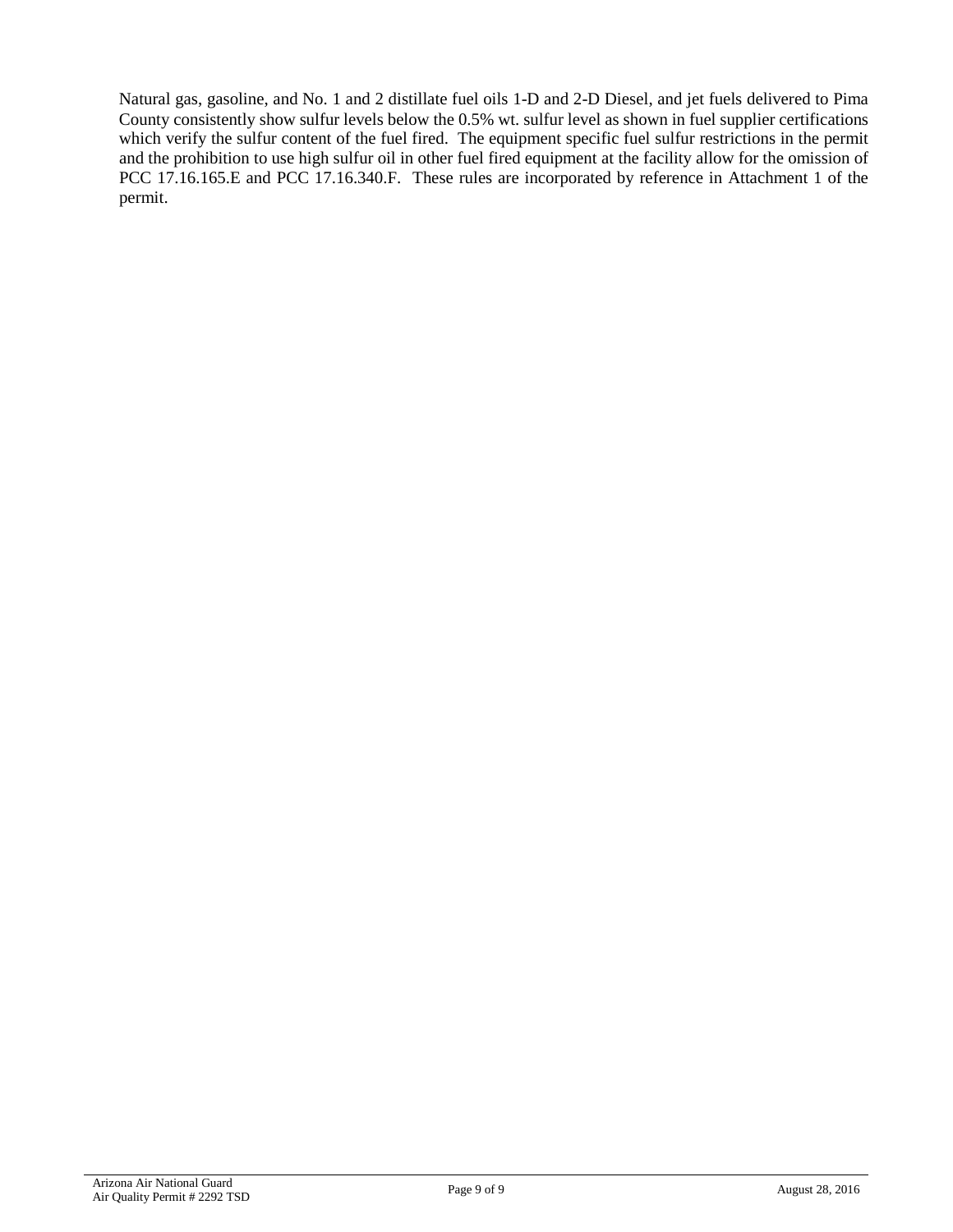Natural gas, gasoline, and No. 1 and 2 distillate fuel oils 1-D and 2-D Diesel, and jet fuels delivered to Pima County consistently show sulfur levels below the 0.5% wt. sulfur level as shown in fuel supplier certifications which verify the sulfur content of the fuel fired. The equipment specific fuel sulfur restrictions in the permit and the prohibition to use high sulfur oil in other fuel fired equipment at the facility allow for the omission of PCC 17.16.165.E and PCC 17.16.340.F. These rules are incorporated by reference in Attachment 1 of the permit.